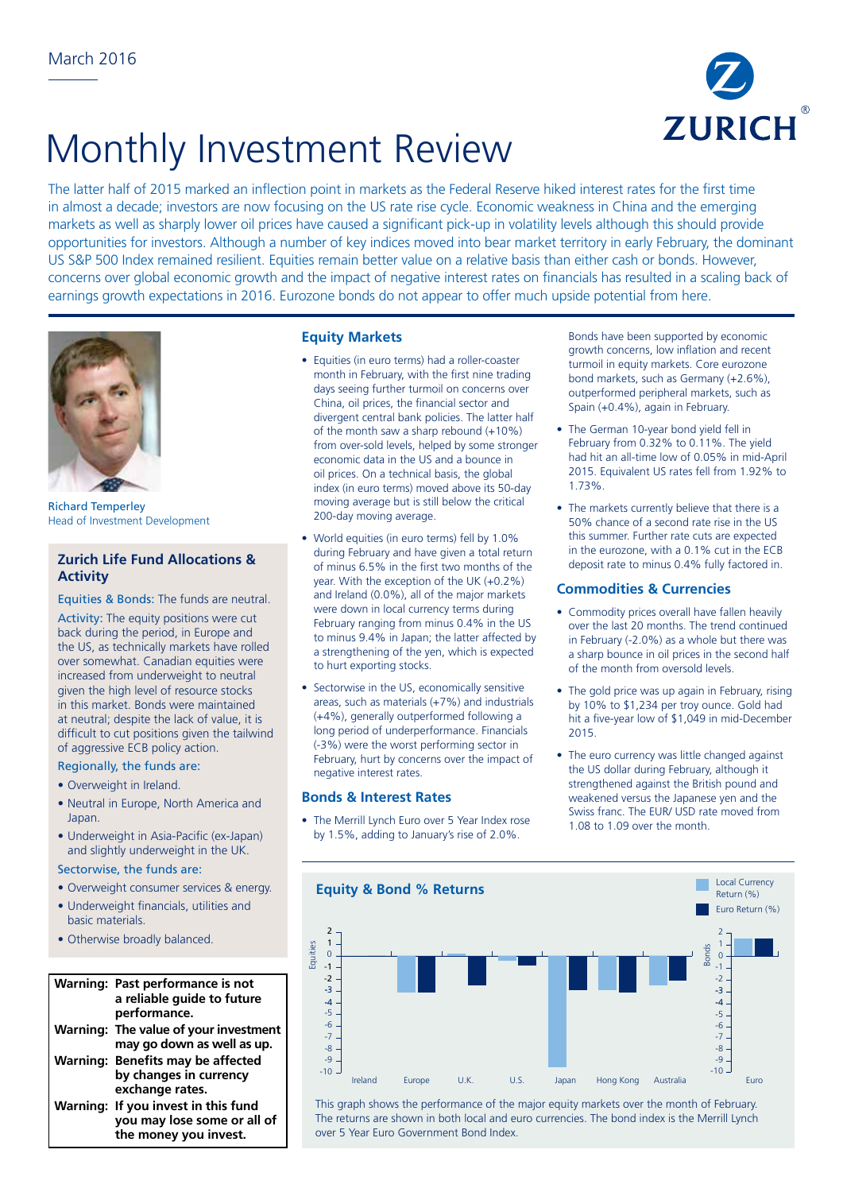March 2016

# Monthly Investment Review

ZURICH

The latter half of 2015 marked an inflection point in markets as the Federal Reserve hiked interest rates for the first time in almost a decade; investors are now focusing on the US rate rise cycle. Economic weakness in China and the emerging markets as well as sharply lower oil prices have caused a significant pick-up in volatility levels although this should provide opportunities for investors. Although a number of key indices moved into bear market territory in early February, the dominant US S&P 500 Index remained resilient. Equities remain better value on a relative basis than either cash or bonds. However, concerns over global economic growth and the impact of negative interest rates on financials has resulted in a scaling back of earnings growth expectations in 2016. Eurozone bonds do not appear to offer much upside potential from here.

Richard Temperley
Head of Investment Development

## Zurich Life Fund Allocations & Activity

**Equities & Bonds:** The funds are neutral.

**Activity:** The equity positions were cut back during the period, in Europe and the US, as technically markets have rolled over somewhat. Canadian equities were increased from underweight to neutral given the high level of resource stocks in this market. Bonds were maintained at neutral; despite the lack of value, it is difficult to cut positions given the tailwind of aggressive ECB policy action.

**Regionally, the funds are:**

- Overweight in Ireland.
- Neutral in Europe, North America and Japan.
- Underweight in Asia-Pacific (ex-Japan) and slightly underweight in the UK.

**Sectorwise, the funds are:**

- Overweight consumer services & energy.
- Underweight financials, utilities and basic materials.
- Otherwise broadly balanced.

**Warning: Past performance is not a reliable guide to future performance.**
**Warning: The value of your investment may go down as well as up.**
**Warning: Benefits may be affected by changes in currency exchange rates.**
**Warning: If you invest in this fund you may lose some or all of the money you invest.**

## Equity Markets

- Equities (in euro terms) had a roller-coaster month in February, with the first nine trading days seeing further turmoil on concerns over China, oil prices, the financial sector and divergent central bank policies. The latter half of the month saw a sharp rebound (+10%) from over-sold levels, helped by some stronger economic data in the US and a bounce in oil prices. On a technical basis, the global index (in euro terms) moved above its 50-day moving average but is still below the critical 200-day moving average.
- World equities (in euro terms) fell by 1.0% during February and have given a total return of minus 6.5% in the first two months of the year. With the exception of the UK (+0.2%) and Ireland (0.0%), all of the major markets were down in local currency terms during February ranging from minus 0.4% in the US to minus 9.4% in Japan; the latter affected by a strengthening of the yen, which is expected to hurt exporting stocks.
- Sectorwise in the US, economically sensitive areas, such as materials (+7%) and industrials (+4%), generally outperformed following a long period of underperformance. Financials (-3%) were the worst performing sector in February, hurt by concerns over the impact of negative interest rates.

## Bonds & Interest Rates

- The Merrill Lynch Euro over 5 Year Index rose by 1.5%, adding to January's rise of 2.0%. Bonds have been supported by economic growth concerns, low inflation and recent turmoil in equity markets. Core eurozone bond markets, such as Germany (+2.6%), outperformed peripheral markets, such as Spain (+0.4%), again in February.
- The German 10-year bond yield fell in February from 0.32% to 0.11%. The yield had hit an all-time low of 0.05% in mid-April 2015. Equivalent US rates fell from 1.92% to 1.73%.
- The markets currently believe that there is a 50% chance of a second rate rise in the US this summer. Further rate cuts are expected in the eurozone, with a 0.1% cut in the ECB deposit rate to minus 0.4% fully factored in.

## Commodities & Currencies

- Commodity prices overall have fallen heavily over the last 20 months. The trend continued in February (-2.0%) as a whole but there was a sharp bounce in oil prices in the second half of the month from oversold levels.
- The gold price was up again in February, rising by 10% to $1,234 per troy ounce. Gold had hit a five-year low of $1,049 in mid-December 2015.
- The euro currency was little changed against the US dollar during February, although it strengthened against the British pound and weakened versus the Japanese yen and the Swiss franc. The EUR/ USD rate moved from 1.08 to 1.09 over the month.

## Equity & Bond % Returns

Legend: Local Currency Return (%); Euro Return (%)

Equities: Ireland, Europe, U.K., U.S., Japan, Hong Kong, Australia. Bonds: Euro.

This graph shows the performance of the major equity markets over the month of February. The returns are shown in both local and euro currencies. The bond index is the Merrill Lynch over 5 Year Euro Government Bond Index.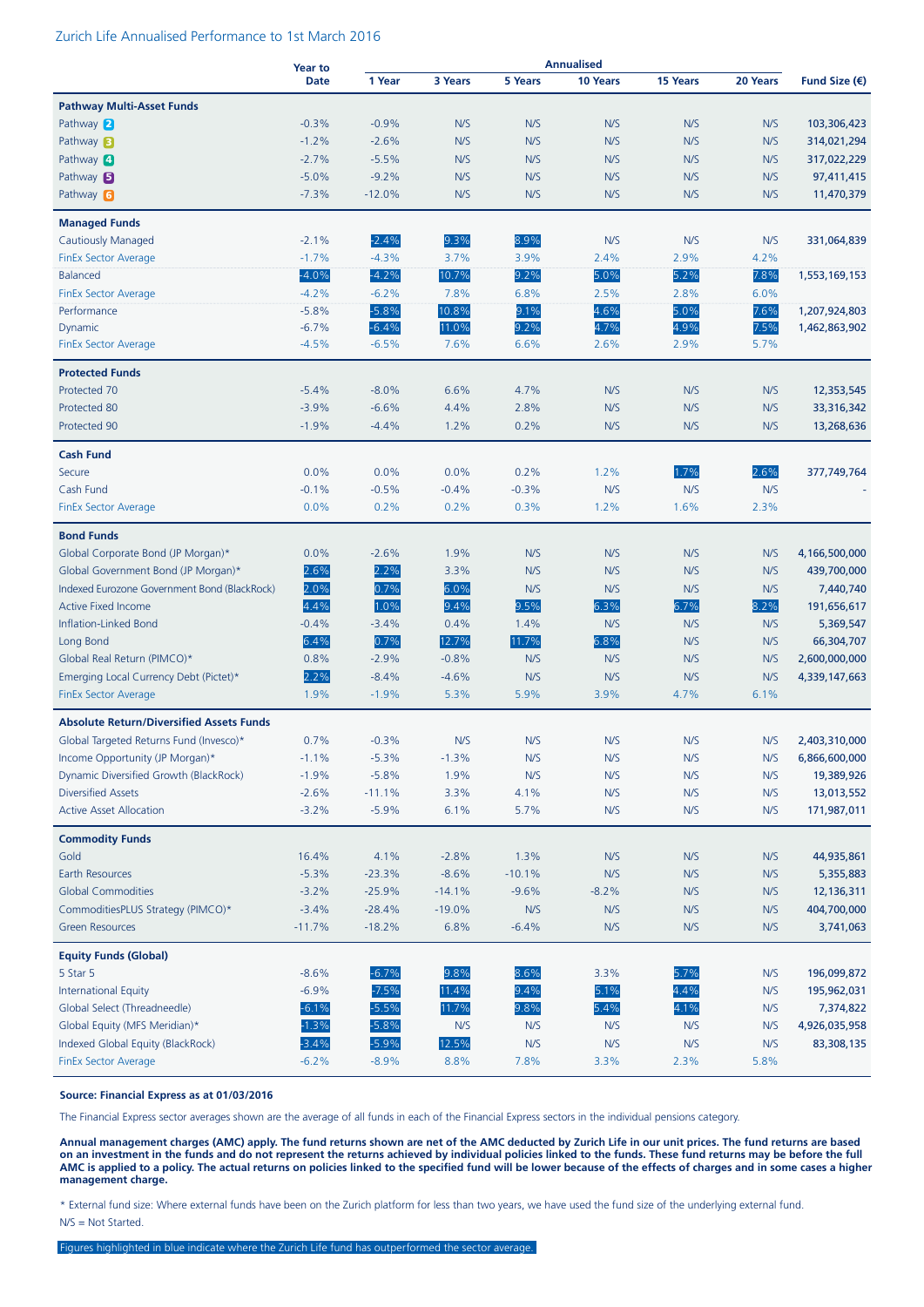Zurich Life Annualised Performance to 1st March 2016

| | Year to Date | Annualised | | | | | | Fund Size (€) |
|---|---|---|---|---|---|---|---|---|
| | | 1 Year | 3 Years | 5 Years | 10 Years | 15 Years | 20 Years | |
| **Pathway Multi-Asset Funds** | | | | | | | | |
| Pathway 2 | -0.3% | -0.9% | N/S | N/S | N/S | N/S | N/S | 103,306,423 |
| Pathway 3 | -1.2% | -2.6% | N/S | N/S | N/S | N/S | N/S | 314,021,294 |
| Pathway 4 | -2.7% | -5.5% | N/S | N/S | N/S | N/S | N/S | 317,022,229 |
| Pathway 5 | -5.0% | -9.2% | N/S | N/S | N/S | N/S | N/S | 97,411,415 |
| Pathway 6 | -7.3% | -12.0% | N/S | N/S | N/S | N/S | N/S | 11,470,379 |
| **Managed Funds** | | | | | | | | |
| Cautiously Managed | -2.1% | -2.4% | 9.3% | 8.9% | N/S | N/S | N/S | 331,064,839 |
| FinEx Sector Average | -1.7% | -4.3% | 3.7% | 3.9% | 2.4% | 2.9% | 4.2% | |
| Balanced | -4.0% | -4.2% | 10.7% | 9.2% | 5.0% | 5.2% | 7.8% | 1,553,169,153 |
| FinEx Sector Average | -4.2% | -6.2% | 7.8% | 6.8% | 2.5% | 2.8% | 6.0% | |
| Performance | -5.8% | -5.8% | 10.8% | 9.1% | 4.6% | 5.0% | 7.6% | 1,207,924,803 |
| Dynamic | -6.7% | -6.4% | 11.0% | 9.2% | 4.7% | 4.9% | 7.5% | 1,462,863,902 |
| FinEx Sector Average | -4.5% | -6.5% | 7.6% | 6.6% | 2.6% | 2.9% | 5.7% | |
| **Protected Funds** | | | | | | | | |
| Protected 70 | -5.4% | -8.0% | 6.6% | 4.7% | N/S | N/S | N/S | 12,353,545 |
| Protected 80 | -3.9% | -6.6% | 4.4% | 2.8% | N/S | N/S | N/S | 33,316,342 |
| Protected 90 | -1.9% | -4.4% | 1.2% | 0.2% | N/S | N/S | N/S | 13,268,636 |
| **Cash Fund** | | | | | | | | |
| Secure | 0.0% | 0.0% | 0.0% | 0.2% | 1.2% | 1.7% | 2.6% | 377,749,764 |
| Cash Fund | -0.1% | -0.5% | -0.4% | -0.3% | N/S | N/S | N/S | - |
| FinEx Sector Average | 0.0% | 0.2% | 0.2% | 0.3% | 1.2% | 1.6% | 2.3% | |
| **Bond Funds** | | | | | | | | |
| Global Corporate Bond (JP Morgan)* | 0.0% | -2.6% | 1.9% | N/S | N/S | N/S | N/S | 4,166,500,000 |
| Global Government Bond (JP Morgan)* | 2.6% | 2.2% | 3.3% | N/S | N/S | N/S | N/S | 439,700,000 |
| Indexed Eurozone Government Bond (BlackRock) | 2.0% | 0.7% | 6.0% | N/S | N/S | N/S | N/S | 7,440,740 |
| Active Fixed Income | 4.4% | 1.0% | 9.4% | 9.5% | 6.3% | 6.7% | 8.2% | 191,656,617 |
| Inflation-Linked Bond | -0.4% | -3.4% | 0.4% | 1.4% | N/S | N/S | N/S | 5,369,547 |
| Long Bond | 6.4% | 0.7% | 12.7% | 11.7% | 6.8% | N/S | N/S | 66,304,707 |
| Global Real Return (PIMCO)* | 0.8% | -2.9% | -0.8% | N/S | N/S | N/S | N/S | 2,600,000,000 |
| Emerging Local Currency Debt (Pictet)* | 2.2% | -8.4% | -4.6% | N/S | N/S | N/S | N/S | 4,339,147,663 |
| FinEx Sector Average | 1.9% | -1.9% | 5.3% | 5.9% | 3.9% | 4.7% | 6.1% | |
| **Absolute Return/Diversified Assets Funds** | | | | | | | | |
| Global Targeted Returns Fund (Invesco)* | 0.7% | -0.3% | N/S | N/S | N/S | N/S | N/S | 2,403,310,000 |
| Income Opportunity (JP Morgan)* | -1.1% | -5.3% | -1.3% | N/S | N/S | N/S | N/S | 6,866,600,000 |
| Dynamic Diversified Growth (BlackRock) | -1.9% | -5.8% | 1.9% | N/S | N/S | N/S | N/S | 19,389,926 |
| Diversified Assets | -2.6% | -11.1% | 3.3% | 4.1% | N/S | N/S | N/S | 13,013,552 |
| Active Asset Allocation | -3.2% | -5.9% | 6.1% | 5.7% | N/S | N/S | N/S | 171,987,011 |
| **Commodity Funds** | | | | | | | | |
| Gold | 16.4% | 4.1% | -2.8% | 1.3% | N/S | N/S | N/S | 44,935,861 |
| Earth Resources | -5.3% | -23.3% | -8.6% | -10.1% | N/S | N/S | N/S | 5,355,883 |
| Global Commodities | -3.2% | -25.9% | -14.1% | -9.6% | -8.2% | N/S | N/S | 12,136,311 |
| CommoditiesPLUS Strategy (PIMCO)* | -3.4% | -28.4% | -19.0% | N/S | N/S | N/S | N/S | 404,700,000 |
| Green Resources | -11.7% | -18.2% | 6.8% | -6.4% | N/S | N/S | N/S | 3,741,063 |
| **Equity Funds (Global)** | | | | | | | | |
| 5 Star 5 | -8.6% | -6.7% | 9.8% | 8.6% | 3.3% | 5.7% | N/S | 196,099,872 |
| International Equity | -6.9% | -7.5% | 11.4% | 9.4% | 5.1% | 4.4% | N/S | 195,962,031 |
| Global Select (Threadneedle) | -6.1% | -5.5% | 11.7% | 9.8% | 5.4% | 4.1% | N/S | 7,374,822 |
| Global Equity (MFS Meridian)* | -1.3% | -5.8% | N/S | N/S | N/S | N/S | N/S | 4,926,035,958 |
| Indexed Global Equity (BlackRock) | -3.4% | -5.9% | 12.5% | N/S | N/S | N/S | N/S | 83,308,135 |
| FinEx Sector Average | -6.2% | -8.9% | 8.8% | 7.8% | 3.3% | 2.3% | 5.8% | |

**Source: Financial Express as at 01/03/2016**

The Financial Express sector averages shown are the average of all funds in each of the Financial Express sectors in the individual pensions category.

**Annual management charges (AMC) apply. The fund returns shown are net of the AMC deducted by Zurich Life in our unit prices. The fund returns are based on an investment in the funds and do not represent the returns achieved by individual policies linked to the funds. These fund returns may be before the full AMC is applied to a policy. The actual returns on policies linked to the specified fund will be lower because of the effects of charges and in some cases a higher management charge.**

* External fund size: Where external funds have been on the Zurich platform for less than two years, we have used the fund size of the underlying external fund.

N/S = Not Started.

Figures highlighted in blue indicate where the Zurich Life fund has outperformed the sector average.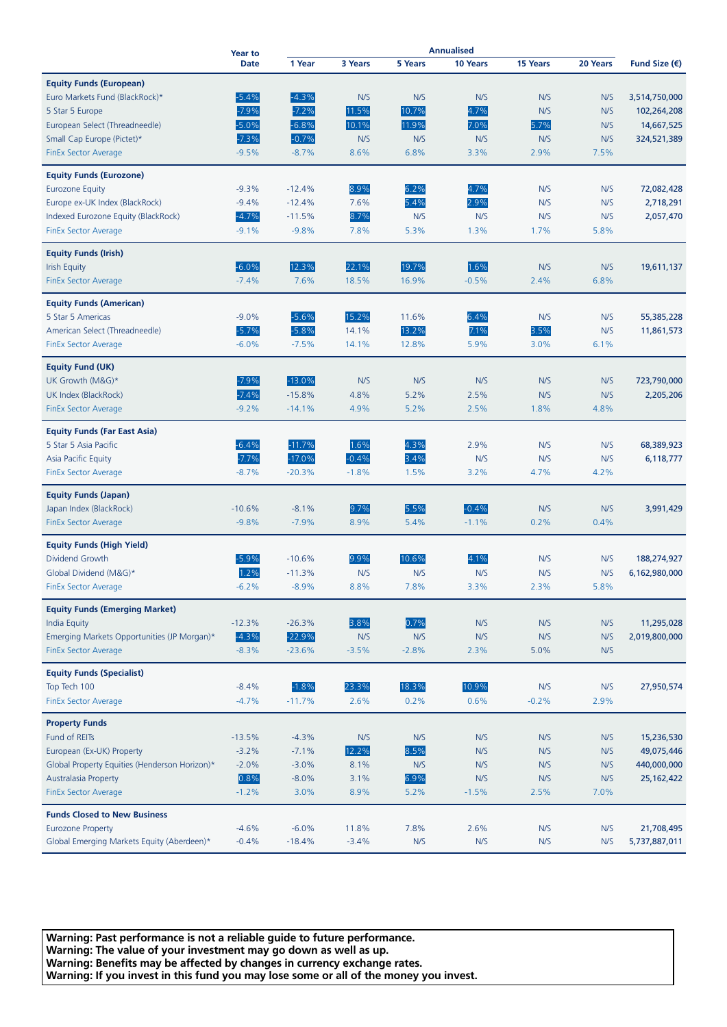| | Year to Date | Annualised | | | | | | Fund Size (€) |
|---|---|---|---|---|---|---|---|---|
| | | 1 Year | 3 Years | 5 Years | 10 Years | 15 Years | 20 Years | |
| **Equity Funds (European)** | | | | | | | | |
| Euro Markets Fund (BlackRock)* | -5.4% | -4.3% | N/S | N/S | N/S | N/S | N/S | 3,514,750,000 |
| 5 Star 5 Europe | -7.9% | -7.2% | 11.5% | 10.7% | 4.7% | N/S | N/S | 102,264,208 |
| European Select (Threadneedle) | -5.0% | -6.8% | 10.1% | 11.9% | 7.0% | 5.7% | N/S | 14,667,525 |
| Small Cap Europe (Pictet)* | -7.3% | -0.7% | N/S | N/S | N/S | N/S | N/S | 324,521,389 |
| FinEx Sector Average | -9.5% | -8.7% | 8.6% | 6.8% | 3.3% | 2.9% | 7.5% | |
| **Equity Funds (Eurozone)** | | | | | | | | |
| Eurozone Equity | -9.3% | -12.4% | 8.9% | 6.2% | 4.7% | N/S | N/S | 72,082,428 |
| Europe ex-UK Index (BlackRock) | -9.4% | -12.4% | 7.6% | 5.4% | 2.9% | N/S | N/S | 2,718,291 |
| Indexed Eurozone Equity (BlackRock) | -4.7% | -11.5% | 8.7% | N/S | N/S | N/S | N/S | 2,057,470 |
| FinEx Sector Average | -9.1% | -9.8% | 7.8% | 5.3% | 1.3% | 1.7% | 5.8% | |
| **Equity Funds (Irish)** | | | | | | | | |
| Irish Equity | -6.0% | 12.3% | 22.1% | 19.7% | 1.6% | N/S | N/S | 19,611,137 |
| FinEx Sector Average | -7.4% | 7.6% | 18.5% | 16.9% | -0.5% | 2.4% | 6.8% | |
| **Equity Funds (American)** | | | | | | | | |
| 5 Star 5 Americas | -9.0% | -5.6% | 15.2% | 11.6% | 6.4% | N/S | N/S | 55,385,228 |
| American Select (Threadneedle) | -5.7% | -5.8% | 14.1% | 13.2% | 7.1% | 3.5% | N/S | 11,861,573 |
| FinEx Sector Average | -6.0% | -7.5% | 14.1% | 12.8% | 5.9% | 3.0% | 6.1% | |
| **Equity Fund (UK)** | | | | | | | | |
| UK Growth (M&G)* | -7.9% | -13.0% | N/S | N/S | N/S | N/S | N/S | 723,790,000 |
| UK Index (BlackRock) | -7.4% | -15.8% | 4.8% | 5.2% | 2.5% | N/S | N/S | 2,205,206 |
| FinEx Sector Average | -9.2% | -14.1% | 4.9% | 5.2% | 2.5% | 1.8% | 4.8% | |
| **Equity Funds (Far East Asia)** | | | | | | | | |
| 5 Star 5 Asia Pacific | -6.4% | -11.7% | 1.6% | 4.3% | 2.9% | N/S | N/S | 68,389,923 |
| Asia Pacific Equity | -7.7% | -17.0% | -0.4% | 3.4% | N/S | N/S | N/S | 6,118,777 |
| FinEx Sector Average | -8.7% | -20.3% | -1.8% | 1.5% | 3.2% | 4.7% | 4.2% | |
| **Equity Funds (Japan)** | | | | | | | | |
| Japan Index (BlackRock) | -10.6% | -8.1% | 9.7% | 5.5% | -0.4% | N/S | N/S | 3,991,429 |
| FinEx Sector Average | -9.8% | -7.9% | 8.9% | 5.4% | -1.1% | 0.2% | 0.4% | |
| **Equity Funds (High Yield)** | | | | | | | | |
| Dividend Growth | -5.9% | -10.6% | 9.9% | 10.6% | 4.1% | N/S | N/S | 188,274,927 |
| Global Dividend (M&G)* | 1.2% | -11.3% | N/S | N/S | N/S | N/S | N/S | 6,162,980,000 |
| FinEx Sector Average | -6.2% | -8.9% | 8.8% | 7.8% | 3.3% | 2.3% | 5.8% | |
| **Equity Funds (Emerging Market)** | | | | | | | | |
| India Equity | -12.3% | -26.3% | 3.8% | 0.7% | N/S | N/S | N/S | 11,295,028 |
| Emerging Markets Opportunities (JP Morgan)* | -4.3% | -22.9% | N/S | N/S | N/S | N/S | N/S | 2,019,800,000 |
| FinEx Sector Average | -8.3% | -23.6% | -3.5% | -2.8% | 2.3% | 5.0% | N/S | |
| **Equity Funds (Specialist)** | | | | | | | | |
| Top Tech 100 | -8.4% | -1.8% | 23.3% | 18.3% | 10.9% | N/S | N/S | 27,950,574 |
| FinEx Sector Average | -4.7% | -11.7% | 2.6% | 0.2% | 0.6% | -0.2% | 2.9% | |
| **Property Funds** | | | | | | | | |
| Fund of REITs | -13.5% | -4.3% | N/S | N/S | N/S | N/S | N/S | 15,236,530 |
| European (Ex-UK) Property | -3.2% | -7.1% | 12.2% | 8.5% | N/S | N/S | N/S | 49,075,446 |
| Global Property Equities (Henderson Horizon)* | -2.0% | -3.0% | 8.1% | N/S | N/S | N/S | N/S | 440,000,000 |
| Australasia Property | 0.8% | -8.0% | 3.1% | 6.9% | N/S | N/S | N/S | 25,162,422 |
| FinEx Sector Average | -1.2% | 3.0% | 8.9% | 5.2% | -1.5% | 2.5% | 7.0% | |
| **Funds Closed to New Business** | | | | | | | | |
| Eurozone Property | -4.6% | -6.0% | 11.8% | 7.8% | 2.6% | N/S | N/S | 21,708,495 |
| Global Emerging Markets Equity (Aberdeen)* | -0.4% | -18.4% | -3.4% | N/S | N/S | N/S | N/S | 5,737,887,011 |

**Warning: Past performance is not a reliable guide to future performance.**
**Warning: The value of your investment may go down as well as up.**
**Warning: Benefits may be affected by changes in currency exchange rates.**
**Warning: If you invest in this fund you may lose some or all of the money you invest.**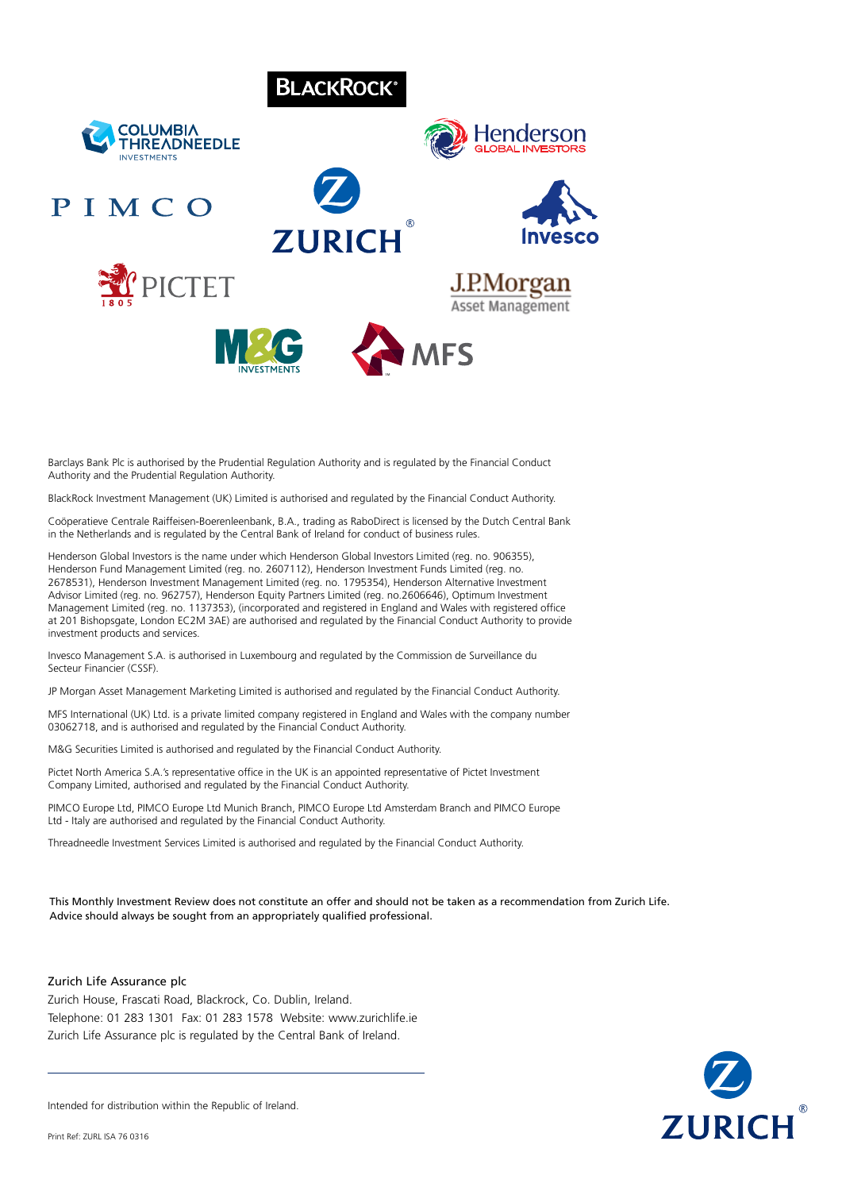Barclays Bank Plc is authorised by the Prudential Regulation Authority and is regulated by the Financial Conduct Authority and the Prudential Regulation Authority.

BlackRock Investment Management (UK) Limited is authorised and regulated by the Financial Conduct Authority.

Coöperatieve Centrale Raiffeisen-Boerenleenbank, B.A., trading as RaboDirect is licensed by the Dutch Central Bank in the Netherlands and is regulated by the Central Bank of Ireland for conduct of business rules.

Henderson Global Investors is the name under which Henderson Global Investors Limited (reg. no. 906355), Henderson Fund Management Limited (reg. no. 2607112), Henderson Investment Funds Limited (reg. no. 2678531), Henderson Investment Management Limited (reg. no. 1795354), Henderson Alternative Investment Advisor Limited (reg. no. 962757), Henderson Equity Partners Limited (reg. no.2606646), Optimum Investment Management Limited (reg. no. 1137353), (incorporated and registered in England and Wales with registered office at 201 Bishopsgate, London EC2M 3AE) are authorised and regulated by the Financial Conduct Authority to provide investment products and services.

Invesco Management S.A. is authorised in Luxembourg and regulated by the Commission de Surveillance du Secteur Financier (CSSF).

JP Morgan Asset Management Marketing Limited is authorised and regulated by the Financial Conduct Authority.

MFS International (UK) Ltd. is a private limited company registered in England and Wales with the company number 03062718, and is authorised and regulated by the Financial Conduct Authority.

M&G Securities Limited is authorised and regulated by the Financial Conduct Authority.

Pictet North America S.A.'s representative office in the UK is an appointed representative of Pictet Investment Company Limited, authorised and regulated by the Financial Conduct Authority.

PIMCO Europe Ltd, PIMCO Europe Ltd Munich Branch, PIMCO Europe Ltd Amsterdam Branch and PIMCO Europe Ltd - Italy are authorised and regulated by the Financial Conduct Authority.

Threadneedle Investment Services Limited is authorised and regulated by the Financial Conduct Authority.

This Monthly Investment Review does not constitute an offer and should not be taken as a recommendation from Zurich Life. Advice should always be sought from an appropriately qualified professional.

Zurich Life Assurance plc
Zurich House, Frascati Road, Blackrock, Co. Dublin, Ireland.
Telephone: 01 283 1301 Fax: 01 283 1578 Website: www.zurichlife.ie
Zurich Life Assurance plc is regulated by the Central Bank of Ireland.

Intended for distribution within the Republic of Ireland.

Print Ref: ZURL ISA 76 0316